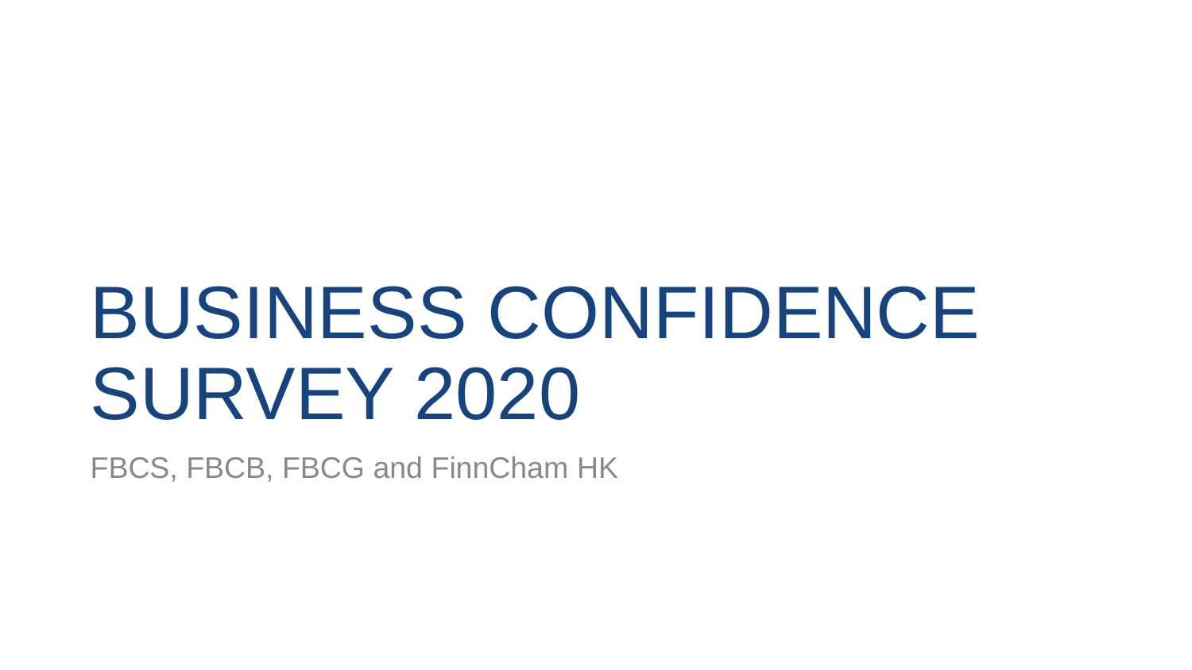# BUSINESS CONFIDENCE SURVEY 2020

FBCS, FBCB, FBCG and FinnCham HK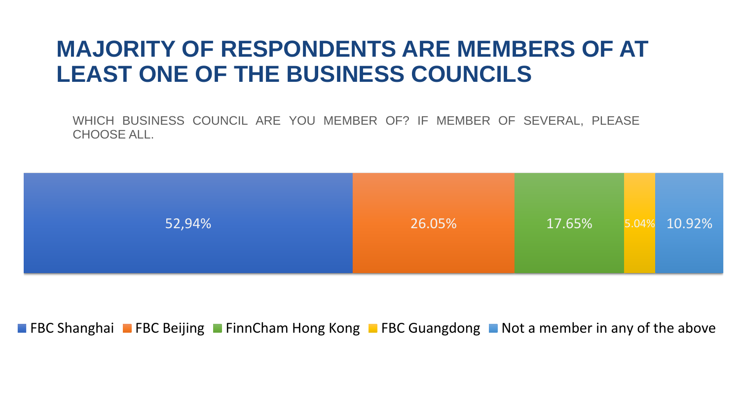# MAJORITY OF RESPONDENTS ARE MEMBERS OF AT LEAST ONE OF THE BUSINESS COUNCILS

WHICH BUSINESS COUNCIL ARE YOU MEMBER OF? IF MEMBER OF SEVERAL, PLEASE CHOOSE ALL.

| FBC Shanghai | FBC Beijing | FinnCham Hong Kong | FBC Guangdong | Not a member in any of the above |
|---|---|---|---|---|
| 52,94% | 26.05% | 17.65% | 5.04% | 10.92% |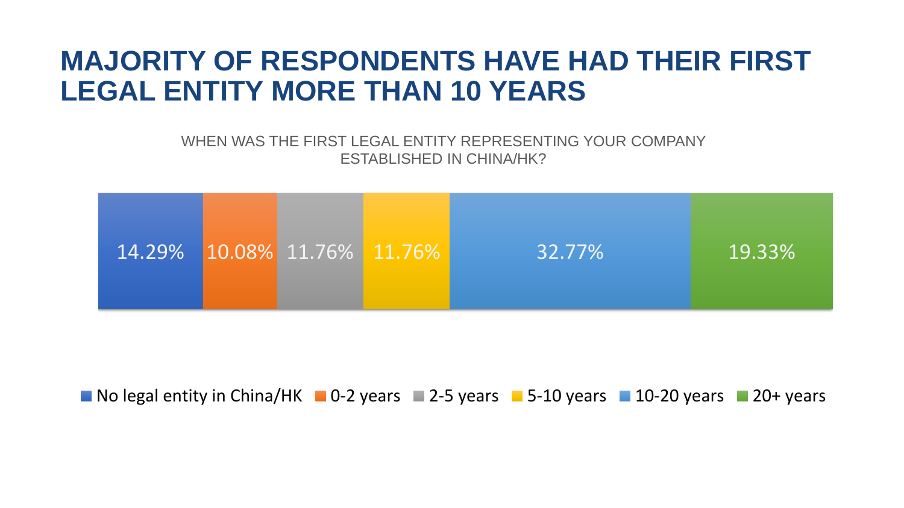# MAJORITY OF RESPONDENTS HAVE HAD THEIR FIRST LEGAL ENTITY MORE THAN 10 YEARS

WHEN WAS THE FIRST LEGAL ENTITY REPRESENTING YOUR COMPANY ESTABLISHED IN CHINA/HK?

| No legal entity in China/HK | 0-2 years | 2-5 years | 5-10 years | 10-20 years | 20+ years |
| --- | --- | --- | --- | --- | --- |
| 14.29% | 10.08% | 11.76% | 11.76% | 32.77% | 19.33% |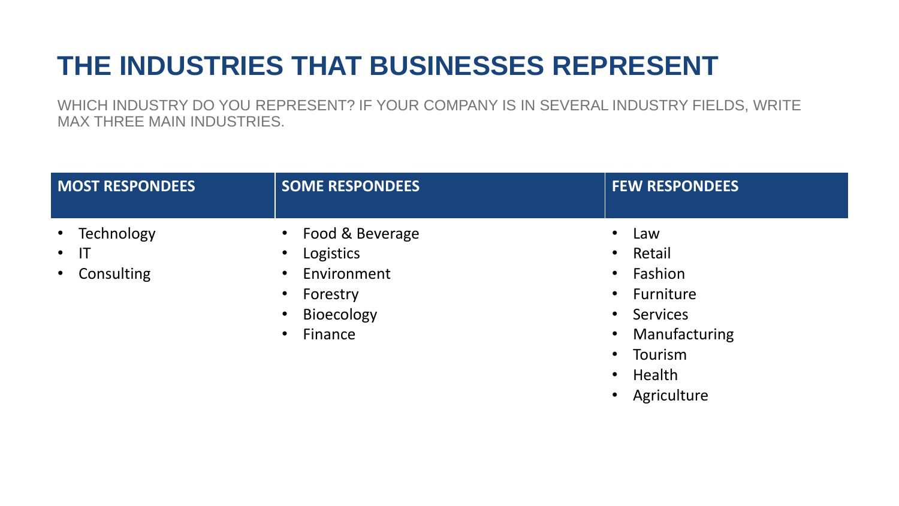# THE INDUSTRIES THAT BUSINESSES REPRESENT

WHICH INDUSTRY DO YOU REPRESENT? IF YOUR COMPANY IS IN SEVERAL INDUSTRY FIELDS, WRITE MAX THREE MAIN INDUSTRIES.

| MOST RESPONDEES | SOME RESPONDEES | FEW RESPONDEES |
|---|---|---|
| • Technology<br>• IT<br>• Consulting | • Food & Beverage<br>• Logistics<br>• Environment<br>• Forestry<br>• Bioecology<br>• Finance | • Law<br>• Retail<br>• Fashion<br>• Furniture<br>• Services<br>• Manufacturing<br>• Tourism<br>• Health<br>• Agriculture |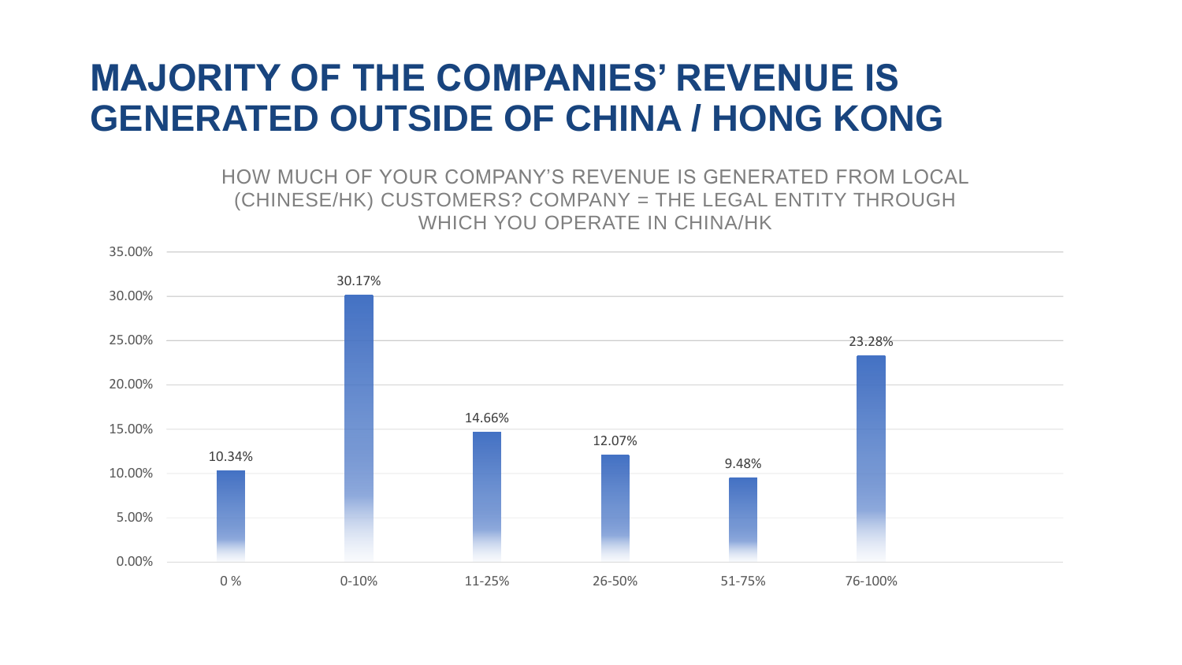# MAJORITY OF THE COMPANIES' REVENUE IS GENERATED OUTSIDE OF CHINA / HONG KONG

HOW MUCH OF YOUR COMPANY'S REVENUE IS GENERATED FROM LOCAL (CHINESE/HK) CUSTOMERS? COMPANY = THE LEGAL ENTITY THROUGH WHICH YOU OPERATE IN CHINA/HK

| Revenue share | Percentage |
|---|---|
| 0 % | 10.34% |
| 0-10% | 30.17% |
| 11-25% | 14.66% |
| 26-50% | 12.07% |
| 51-75% | 9.48% |
| 76-100% | 23.28% |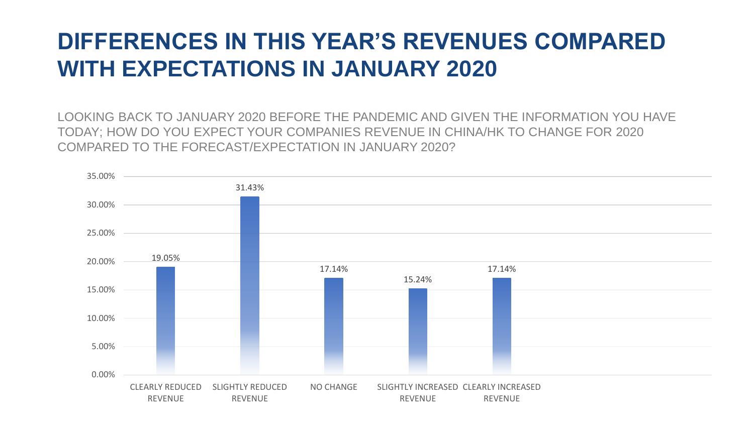# DIFFERENCES IN THIS YEAR'S REVENUES COMPARED WITH EXPECTATIONS IN JANUARY 2020

LOOKING BACK TO JANUARY 2020 BEFORE THE PANDEMIC AND GIVEN THE INFORMATION YOU HAVE TODAY; HOW DO YOU EXPECT YOUR COMPANIES REVENUE IN CHINA/HK TO CHANGE FOR 2020 COMPARED TO THE FORECAST/EXPECTATION IN JANUARY 2020?

| Response | Percentage |
|---|---|
| CLEARLY REDUCED REVENUE | 19.05% |
| SLIGHTLY REDUCED REVENUE | 31.43% |
| NO CHANGE | 17.14% |
| SLIGHTLY INCREASED REVENUE | 15.24% |
| CLEARLY INCREASED REVENUE | 17.14% |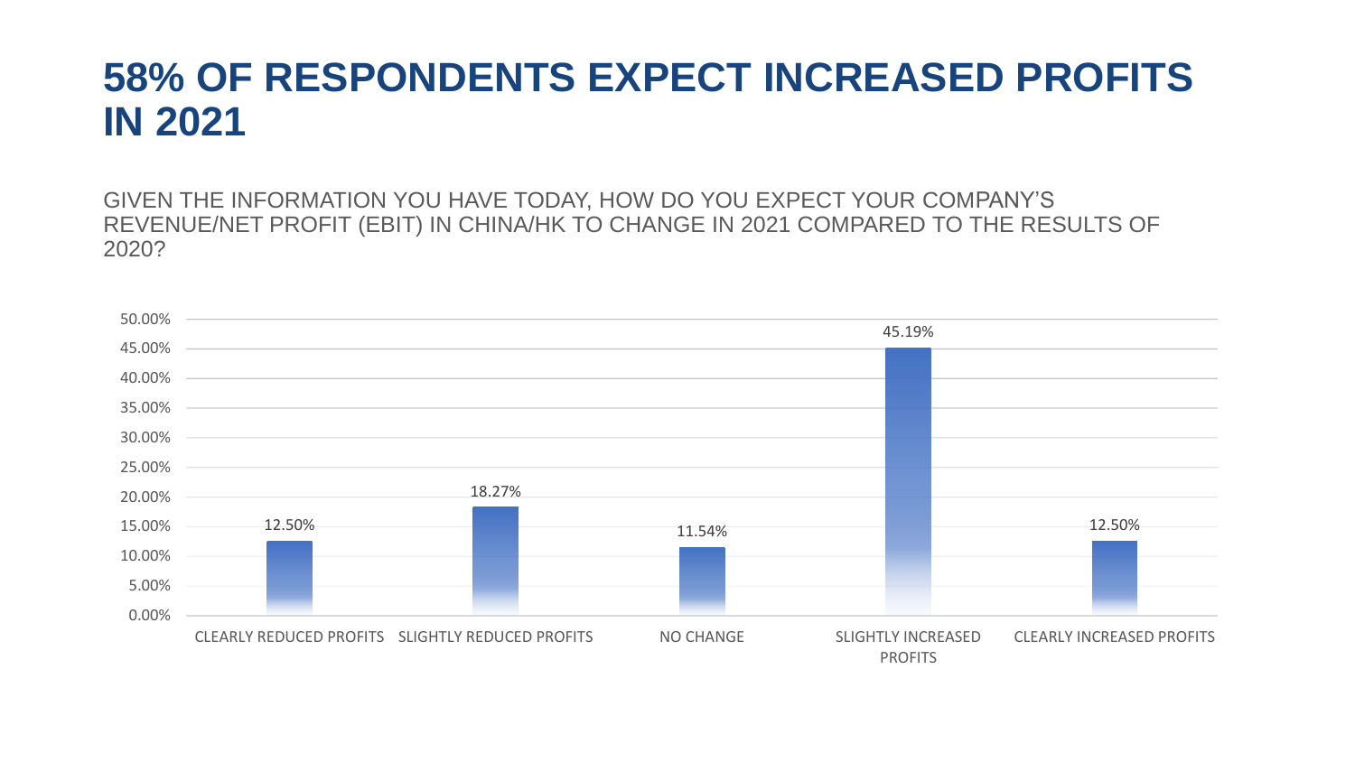# 58% OF RESPONDENTS EXPECT INCREASED PROFITS IN 2021

GIVEN THE INFORMATION YOU HAVE TODAY, HOW DO YOU EXPECT YOUR COMPANY'S REVENUE/NET PROFIT (EBIT) IN CHINA/HK TO CHANGE IN 2021 COMPARED TO THE RESULTS OF 2020?

| Response | Percentage |
| --- | --- |
| CLEARLY REDUCED PROFITS | 12.50% |
| SLIGHTLY REDUCED PROFITS | 18.27% |
| NO CHANGE | 11.54% |
| SLIGHTLY INCREASED PROFITS | 45.19% |
| CLEARLY INCREASED PROFITS | 12.50% |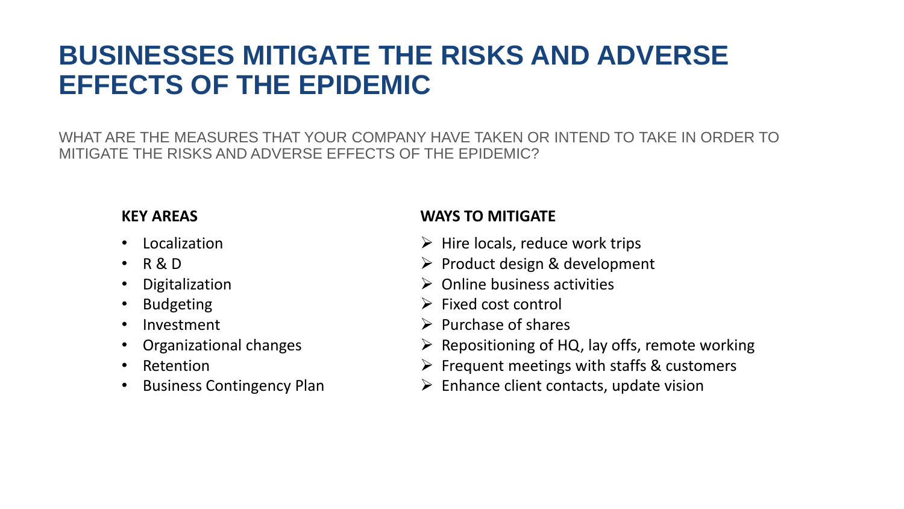# BUSINESSES MITIGATE THE RISKS AND ADVERSE EFFECTS OF THE EPIDEMIC

WHAT ARE THE MEASURES THAT YOUR COMPANY HAVE TAKEN OR INTEND TO TAKE IN ORDER TO MITIGATE THE RISKS AND ADVERSE EFFECTS OF THE EPIDEMIC?

| KEY AREAS | WAYS TO MITIGATE |
|---|---|
| Localization | Hire locals, reduce work trips |
| R & D | Product design & development |
| Digitalization | Online business activities |
| Budgeting | Fixed cost control |
| Investment | Purchase of shares |
| Organizational changes | Repositioning of HQ, lay offs, remote working |
| Retention | Frequent meetings with staffs & customers |
| Business Contingency Plan | Enhance client contacts, update vision |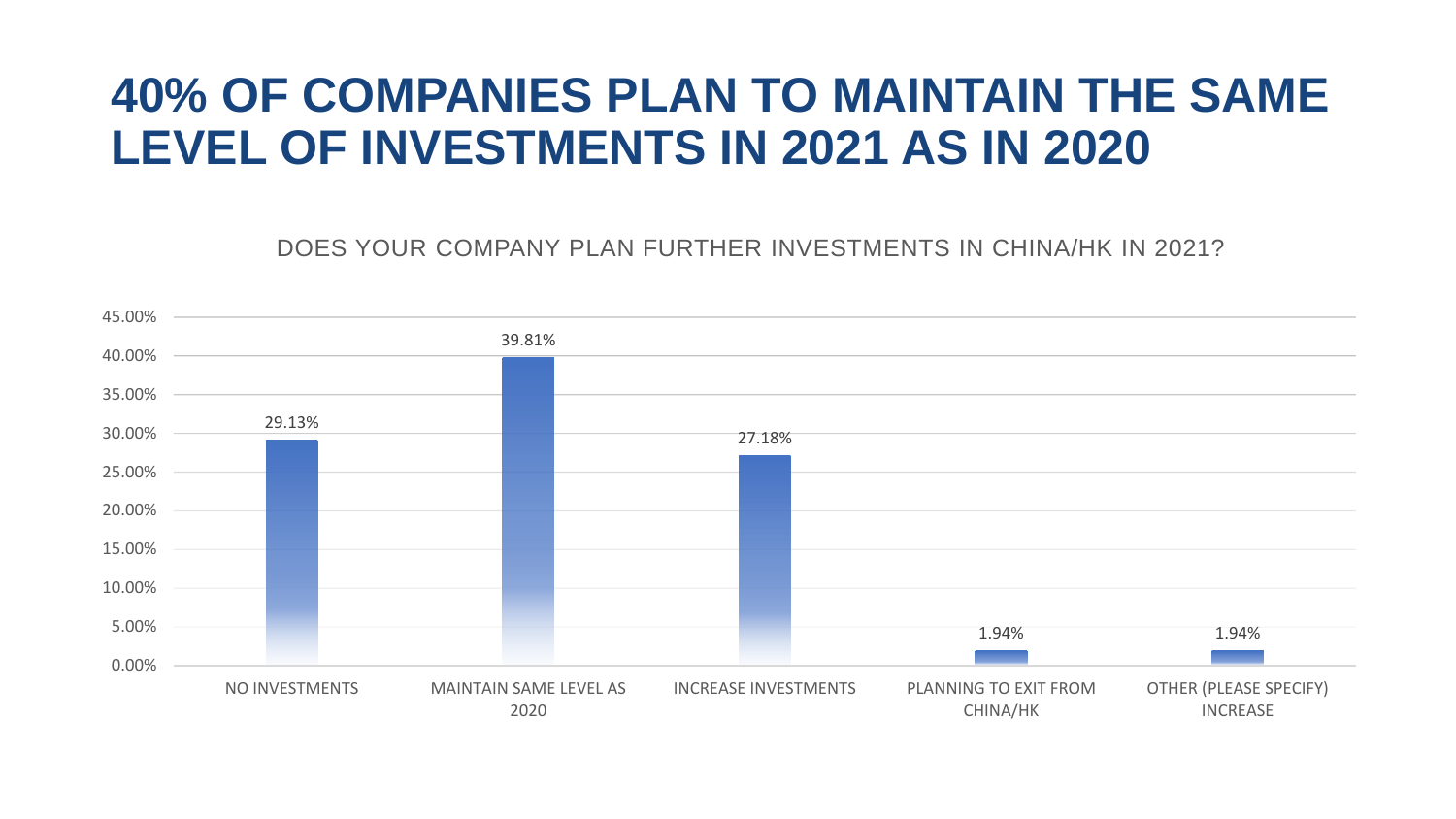# 40% OF COMPANIES PLAN TO MAINTAIN THE SAME LEVEL OF INVESTMENTS IN 2021 AS IN 2020

DOES YOUR COMPANY PLAN FURTHER INVESTMENTS IN CHINA/HK IN 2021?

| Response | Percentage |
| --- | --- |
| NO INVESTMENTS | 29.13% |
| MAINTAIN SAME LEVEL AS 2020 | 39.81% |
| INCREASE INVESTMENTS | 27.18% |
| PLANNING TO EXIT FROM CHINA/HK | 1.94% |
| OTHER (PLEASE SPECIFY) INCREASE | 1.94% |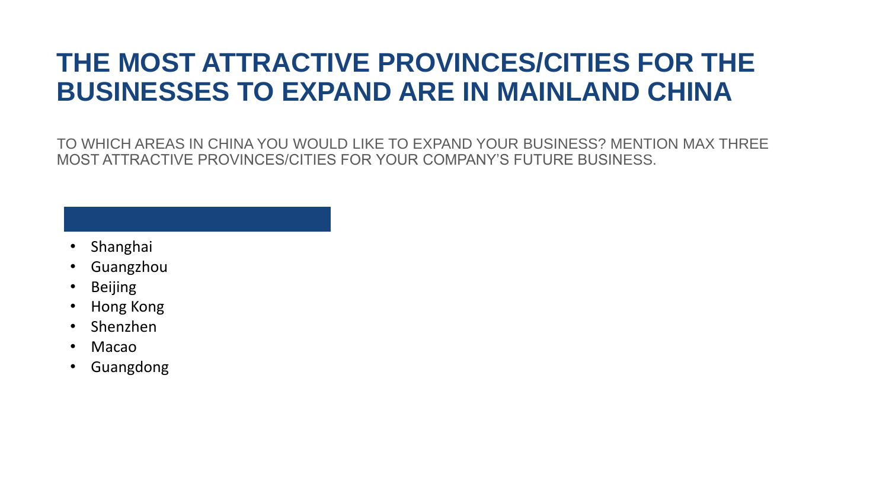# THE MOST ATTRACTIVE PROVINCES/CITIES FOR THE BUSINESSES TO EXPAND ARE IN MAINLAND CHINA

TO WHICH AREAS IN CHINA YOU WOULD LIKE TO EXPAND YOUR BUSINESS? MENTION MAX THREE MOST ATTRACTIVE PROVINCES/CITIES FOR YOUR COMPANY'S FUTURE BUSINESS.

- Shanghai
- Guangzhou
- Beijing
- Hong Kong
- Shenzhen
- Macao
- Guangdong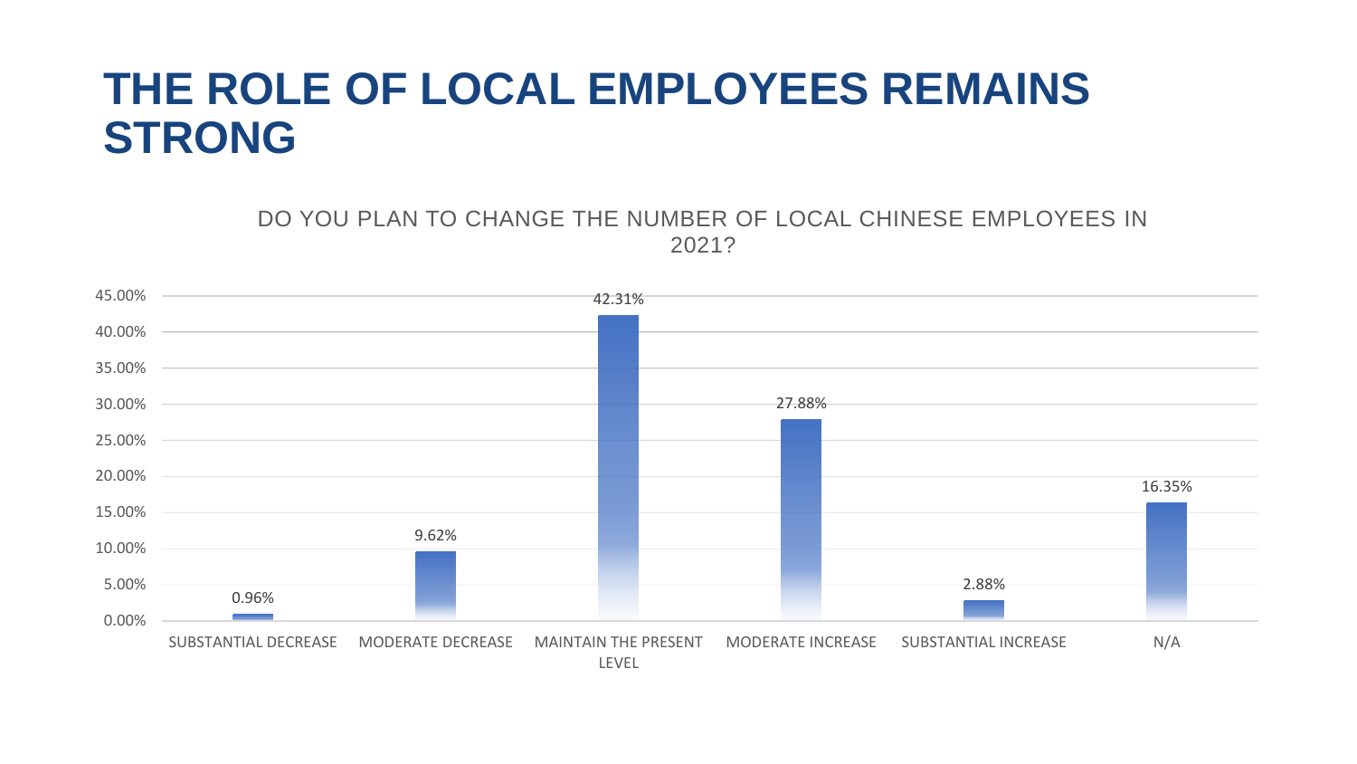# THE ROLE OF LOCAL EMPLOYEES REMAINS STRONG

DO YOU PLAN TO CHANGE THE NUMBER OF LOCAL CHINESE EMPLOYEES IN 2021?

| Response | Percentage |
|---|---|
| SUBSTANTIAL DECREASE | 0.96% |
| MODERATE DECREASE | 9.62% |
| MAINTAIN THE PRESENT LEVEL | 42.31% |
| MODERATE INCREASE | 27.88% |
| SUBSTANTIAL INCREASE | 2.88% |
| N/A | 16.35% |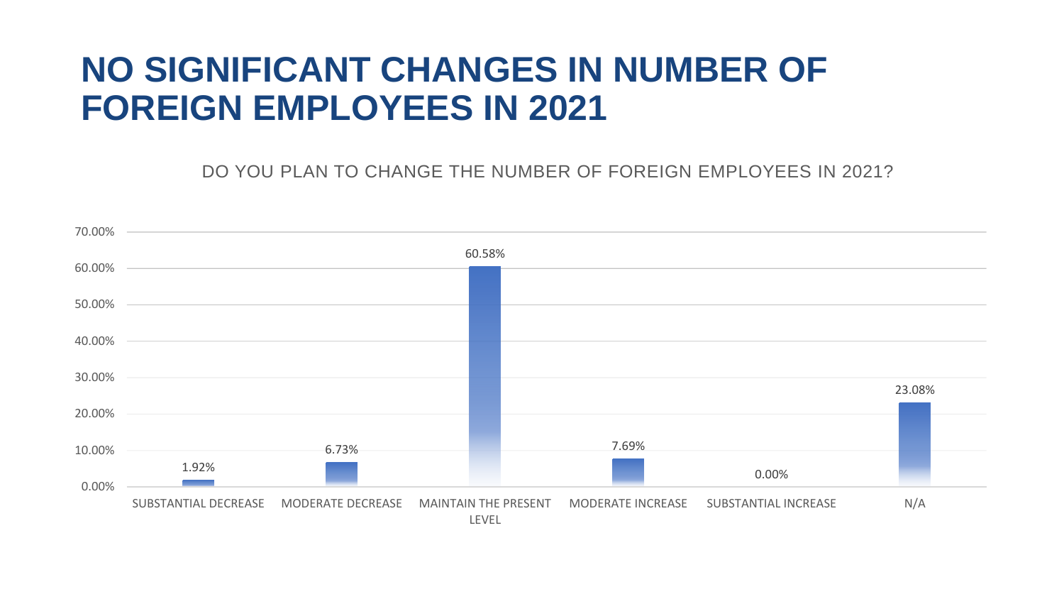# NO SIGNIFICANT CHANGES IN NUMBER OF FOREIGN EMPLOYEES IN 2021

DO YOU PLAN TO CHANGE THE NUMBER OF FOREIGN EMPLOYEES IN 2021?

| Response | Percentage |
| --- | --- |
| SUBSTANTIAL DECREASE | 1.92% |
| MODERATE DECREASE | 6.73% |
| MAINTAIN THE PRESENT LEVEL | 60.58% |
| MODERATE INCREASE | 7.69% |
| SUBSTANTIAL INCREASE | 0.00% |
| N/A | 23.08% |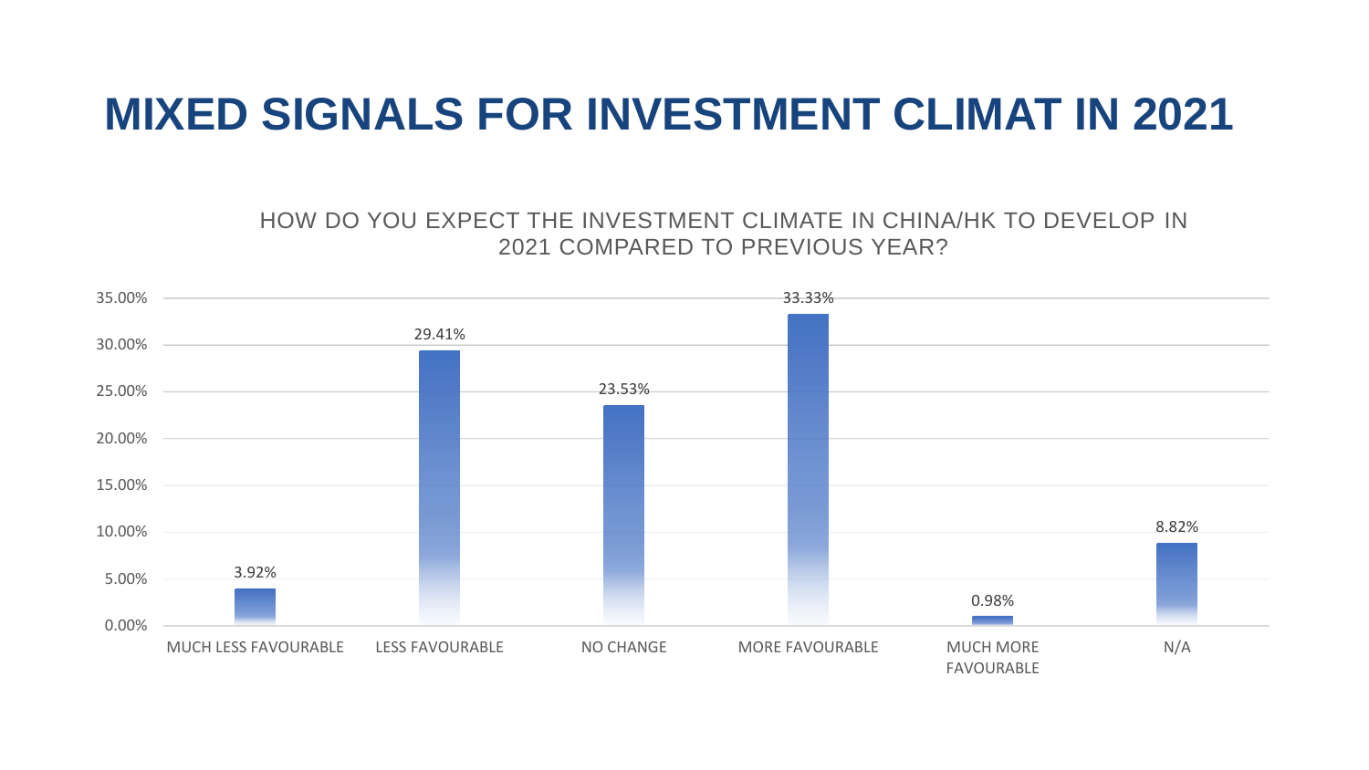# MIXED SIGNALS FOR INVESTMENT CLIMAT IN 2021

HOW DO YOU EXPECT THE INVESTMENT CLIMATE IN CHINA/HK TO DEVELOP IN 2021 COMPARED TO PREVIOUS YEAR?

| Response | Percentage |
| --- | --- |
| MUCH LESS FAVOURABLE | 3.92% |
| LESS FAVOURABLE | 29.41% |
| NO CHANGE | 23.53% |
| MORE FAVOURABLE | 33.33% |
| MUCH MORE FAVOURABLE | 0.98% |
| N/A | 8.82% |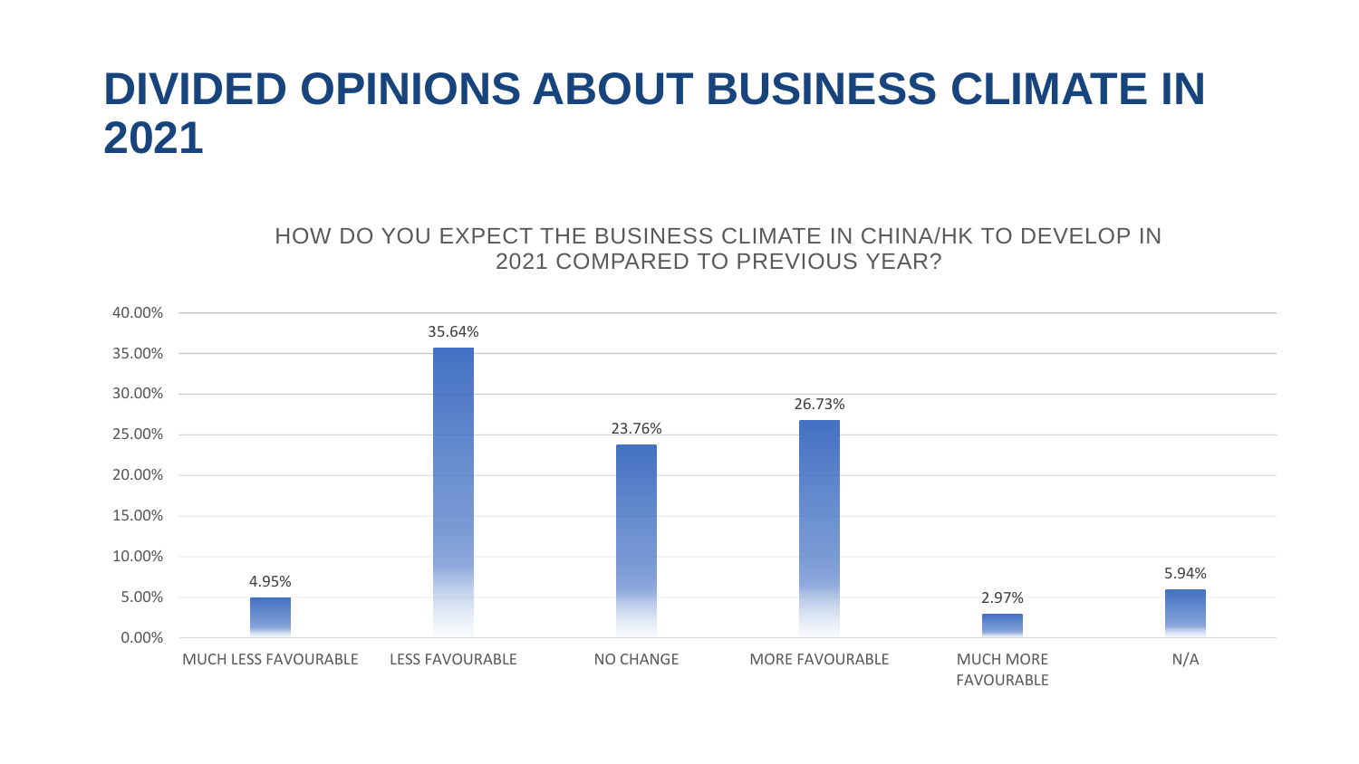# DIVIDED OPINIONS ABOUT BUSINESS CLIMATE IN 2021

HOW DO YOU EXPECT THE BUSINESS CLIMATE IN CHINA/HK TO DEVELOP IN 2021 COMPARED TO PREVIOUS YEAR?

| Response | Share |
| --- | --- |
| MUCH LESS FAVOURABLE | 4.95% |
| LESS FAVOURABLE | 35.64% |
| NO CHANGE | 23.76% |
| MORE FAVOURABLE | 26.73% |
| MUCH MORE FAVOURABLE | 2.97% |
| N/A | 5.94% |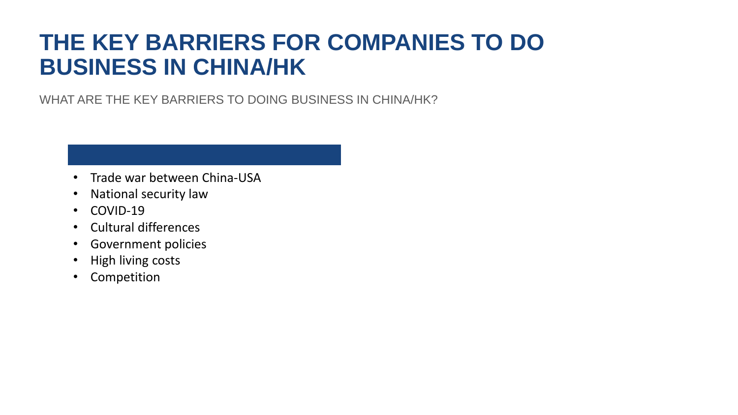# THE KEY BARRIERS FOR COMPANIES TO DO BUSINESS IN CHINA/HK

WHAT ARE THE KEY BARRIERS TO DOING BUSINESS IN CHINA/HK?

- Trade war between China-USA
- National security law
- COVID-19
- Cultural differences
- Government policies
- High living costs
- Competition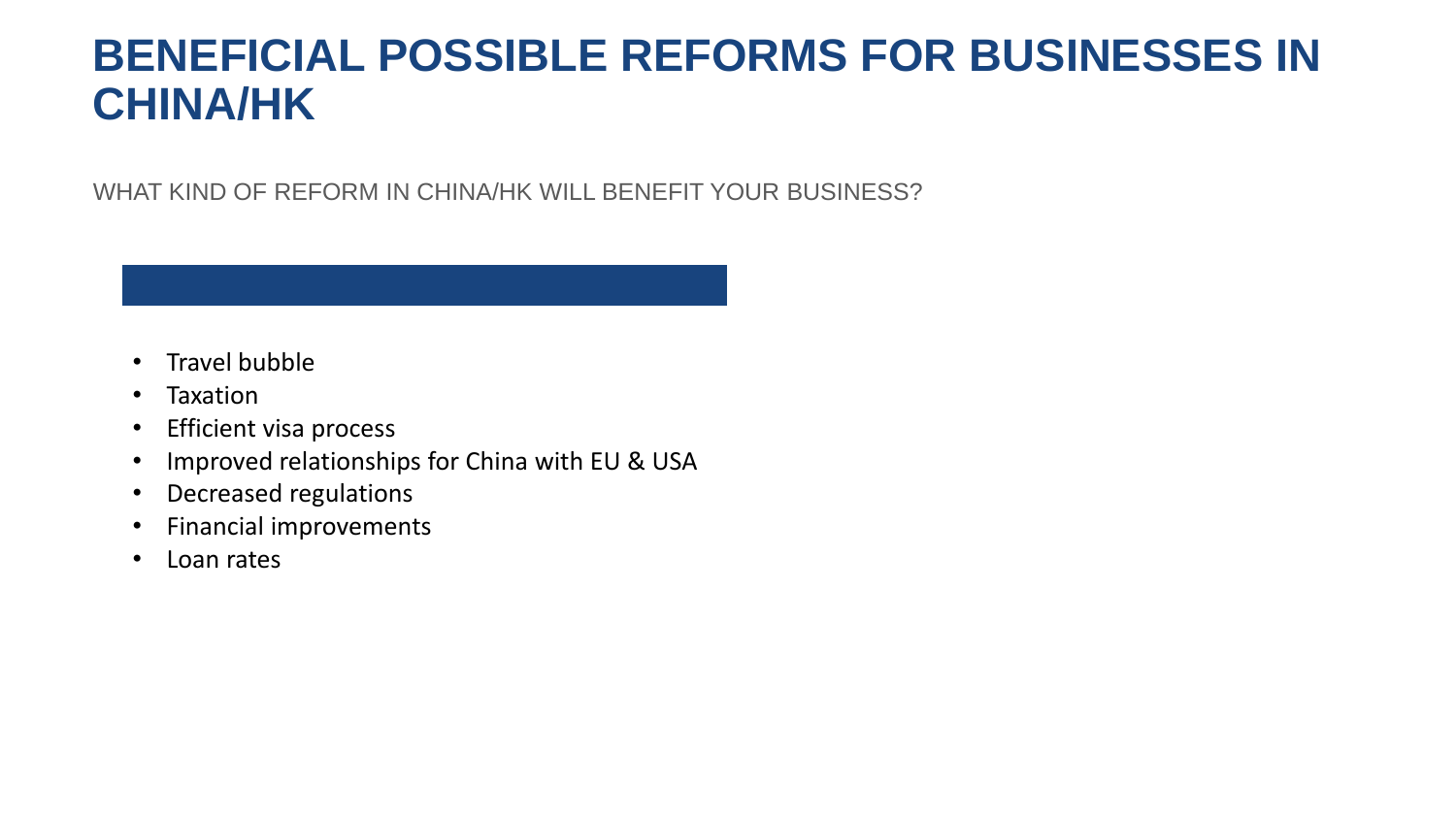# BENEFICIAL POSSIBLE REFORMS FOR BUSINESSES IN CHINA/HK

WHAT KIND OF REFORM IN CHINA/HK WILL BENEFIT YOUR BUSINESS?

- Travel bubble
- Taxation
- Efficient visa process
- Improved relationships for China with EU & USA
- Decreased regulations
- Financial improvements
- Loan rates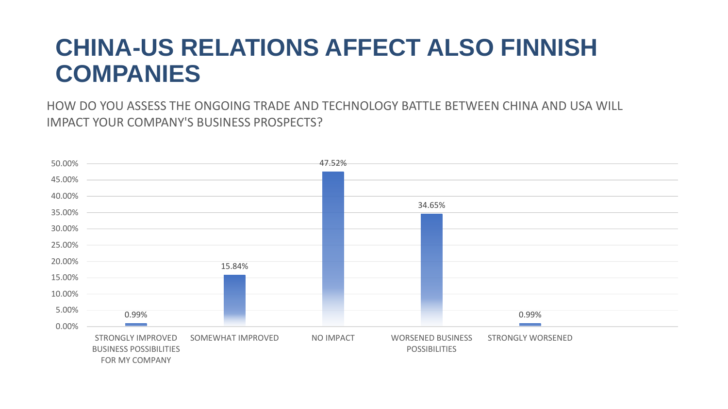# CHINA-US RELATIONS AFFECT ALSO FINNISH COMPANIES

HOW DO YOU ASSESS THE ONGOING TRADE AND TECHNOLOGY BATTLE BETWEEN CHINA AND USA WILL IMPACT YOUR COMPANY'S BUSINESS PROSPECTS?

| Response | Share |
| --- | --- |
| STRONGLY IMPROVED BUSINESS POSSIBILITIES FOR MY COMPANY | 0.99% |
| SOMEWHAT IMPROVED | 15.84% |
| NO IMPACT | 47.52% |
| WORSENED BUSINESS POSSIBILITIES | 34.65% |
| STRONGLY WORSENED | 0.99% |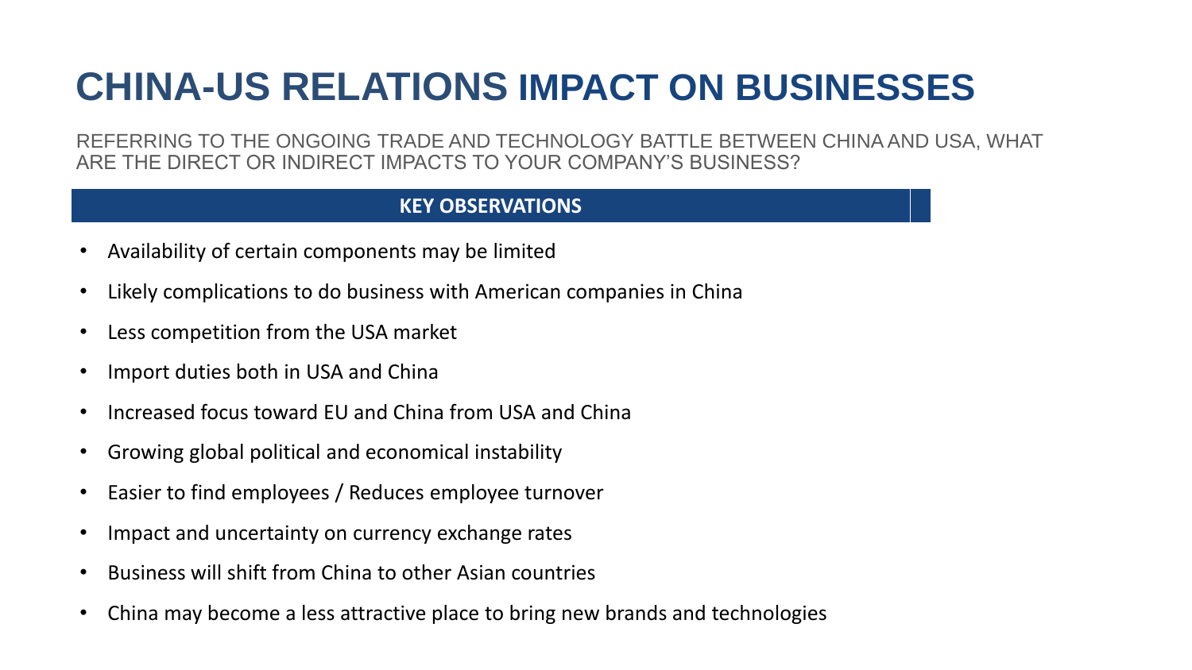# CHINA-US RELATIONS IMPACT ON BUSINESSES

REFERRING TO THE ONGOING TRADE AND TECHNOLOGY BATTLE BETWEEN CHINA AND USA, WHAT ARE THE DIRECT OR INDIRECT IMPACTS TO YOUR COMPANY'S BUSINESS?

**KEY OBSERVATIONS**

- Availability of certain components may be limited
- Likely complications to do business with American companies in China
- Less competition from the USA market
- Import duties both in USA and China
- Increased focus toward EU and China from USA and China
- Growing global political and economical instability
- Easier to find employees / Reduces employee turnover
- Impact and uncertainty on currency exchange rates
- Business will shift from China to other Asian countries
- China may become a less attractive place to bring new brands and technologies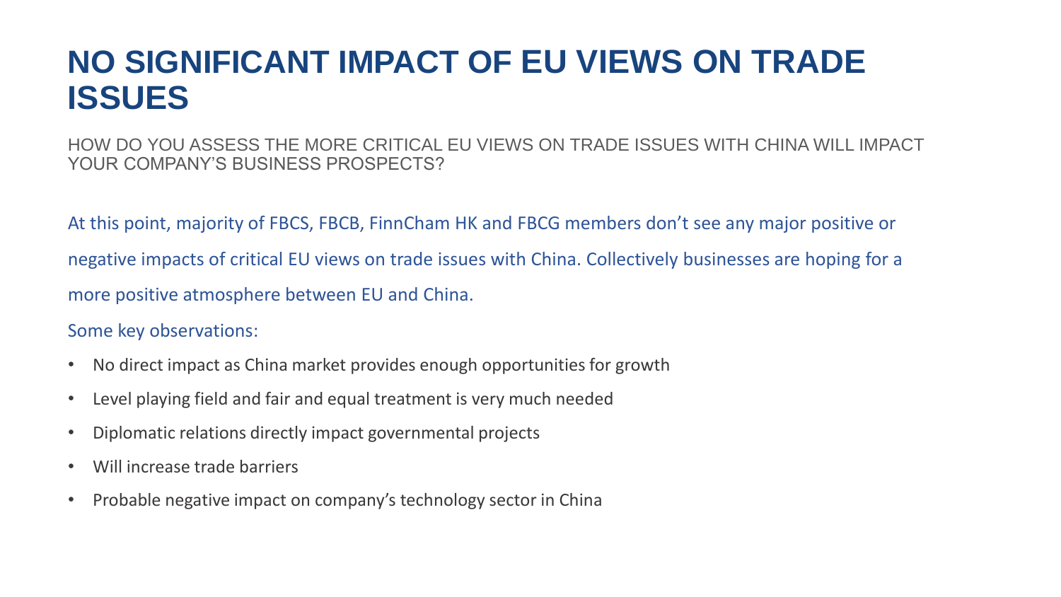# NO SIGNIFICANT IMPACT OF EU VIEWS ON TRADE ISSUES

HOW DO YOU ASSESS THE MORE CRITICAL EU VIEWS ON TRADE ISSUES WITH CHINA WILL IMPACT YOUR COMPANY'S BUSINESS PROSPECTS?

At this point, majority of FBCS, FBCB, FinnCham HK and FBCG members don't see any major positive or negative impacts of critical EU views on trade issues with China. Collectively businesses are hoping for a more positive atmosphere between EU and China.

Some key observations:

- No direct impact as China market provides enough opportunities for growth
- Level playing field and fair and equal treatment is very much needed
- Diplomatic relations directly impact governmental projects
- Will increase trade barriers
- Probable negative impact on company's technology sector in China